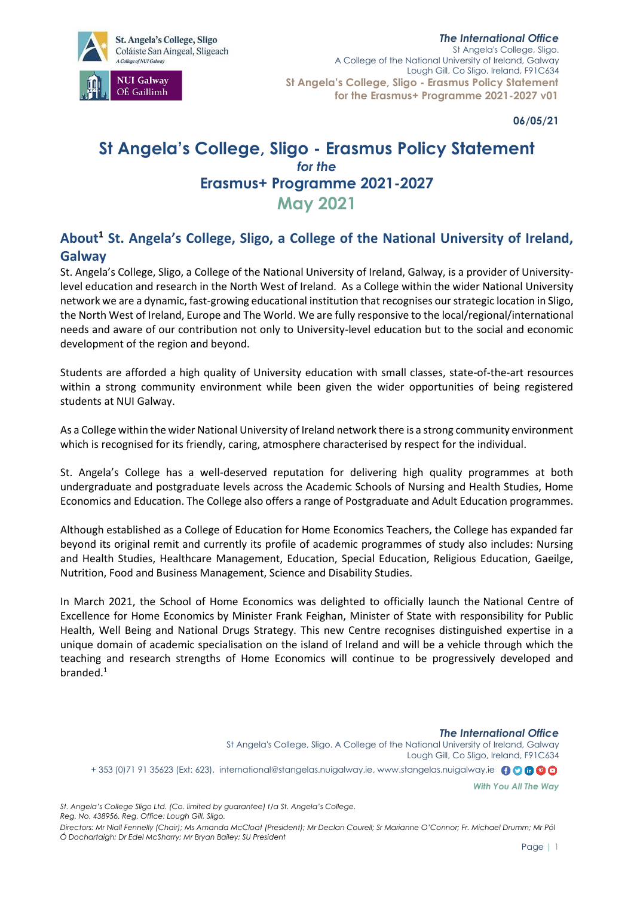# St Angela's College, Sligo - Erasmus Policy Statement

*for the*

## Erasmus+ Programme 2021-2027

## May 2021

06/05/21

## About[1] St. Angela's College, Sligo, a College of the National University of Ireland, Galway

St. Angela's College, Sligo, a College of the National University of Ireland, Galway, is a provider of University-level education and research in the North West of Ireland. As a College within the wider National University network we are a dynamic, fast-growing educational institution that recognises our strategic location in Sligo, the North West of Ireland, Europe and The World. We are fully responsive to the local/regional/international needs and aware of our contribution not only to University-level education but to the social and economic development of the region and beyond.

Students are afforded a high quality of University education with small classes, state-of-the-art resources within a strong community environment while been given the wider opportunities of being registered students at NUI Galway.

As a College within the wider National University of Ireland network there is a strong community environment which is recognised for its friendly, caring, atmosphere characterised by respect for the individual.

St. Angela's College has a well-deserved reputation for delivering high quality programmes at both undergraduate and postgraduate levels across the Academic Schools of Nursing and Health Studies, Home Economics and Education. The College also offers a range of Postgraduate and Adult Education programmes.

Although established as a College of Education for Home Economics Teachers, the College has expanded far beyond its original remit and currently its profile of academic programmes of study also includes: Nursing and Health Studies, Healthcare Management, Education, Special Education, Religious Education, Gaeilge, Nutrition, Food and Business Management, Science and Disability Studies.

In March 2021, the School of Home Economics was delighted to officially launch the National Centre of Excellence for Home Economics by Minister Frank Feighan, Minister of State with responsibility for Public Health, Well Being and National Drugs Strategy. This new Centre recognises distinguished expertise in a unique domain of academic specialisation on the island of Ireland and will be a vehicle through which the teaching and research strengths of Home Economics will continue to be progressively developed and branded.[1]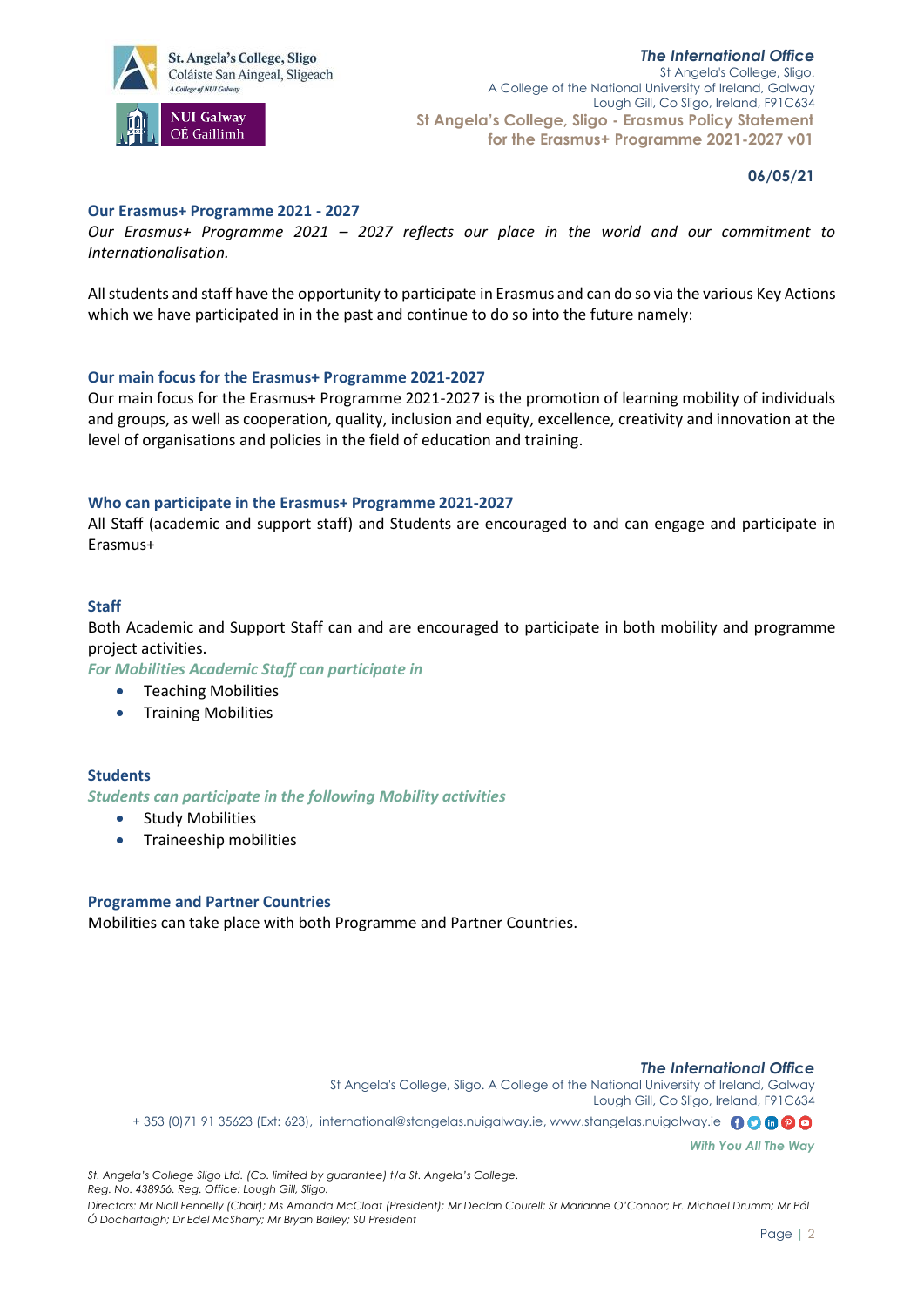## Our Erasmus+ Programme 2021 - 2027

*Our Erasmus+ Programme 2021 – 2027 reflects our place in the world and our commitment to Internationalisation.*

All students and staff have the opportunity to participate in Erasmus and can do so via the various Key Actions which we have participated in in the past and continue to do so into the future namely:

## Our main focus for the Erasmus+ Programme 2021-2027

Our main focus for the Erasmus+ Programme 2021-2027 is the promotion of learning mobility of individuals and groups, as well as cooperation, quality, inclusion and equity, excellence, creativity and innovation at the level of organisations and policies in the field of education and training.

## Who can participate in the Erasmus+ Programme 2021-2027

All Staff (academic and support staff) and Students are encouraged to and can engage and participate in Erasmus+

## Staff

Both Academic and Support Staff can and are encouraged to participate in both mobility and programme project activities.

*For Mobilities Academic Staff can participate in*

- Teaching Mobilities
- Training Mobilities

## Students

*Students can participate in the following Mobility activities*

- Study Mobilities
- Traineeship mobilities

## Programme and Partner Countries

Mobilities can take place with both Programme and Partner Countries.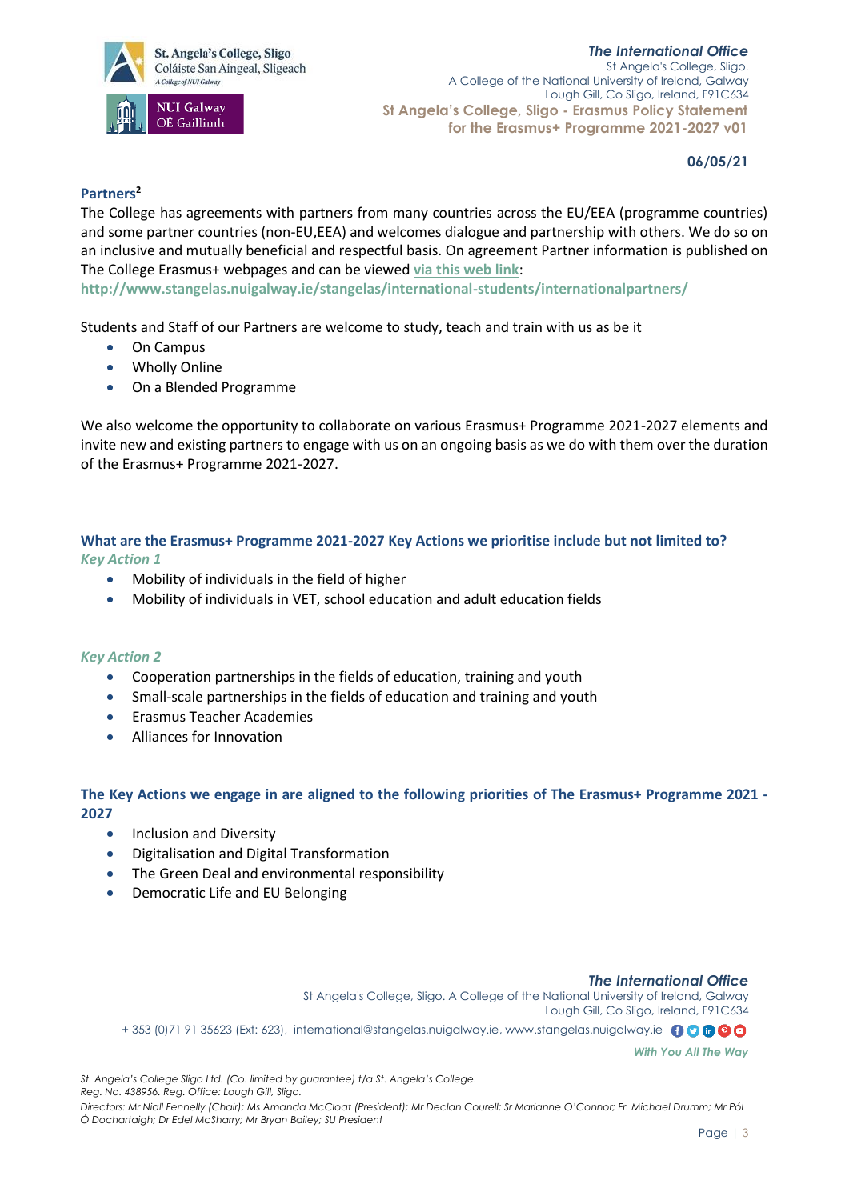## Partners[2]

The College has agreements with partners from many countries across the EU/EEA (programme countries) and some partner countries (non-EU,EEA) and welcomes dialogue and partnership with others. We do so on an inclusive and mutually beneficial and respectful basis. On agreement Partner information is published on The College Erasmus+ webpages and can be viewed via this web link:
**http://www.stangelas.nuigalway.ie/stangelas/international-students/internationalpartners/**

Students and Staff of our Partners are welcome to study, teach and train with us as be it

- On Campus
- Wholly Online
- On a Blended Programme

We also welcome the opportunity to collaborate on various Erasmus+ Programme 2021-2027 elements and invite new and existing partners to engage with us on an ongoing basis as we do with them over the duration of the Erasmus+ Programme 2021-2027.

## What are the Erasmus+ Programme 2021-2027 Key Actions we prioritise include but not limited to?

*Key Action 1*

- Mobility of individuals in the field of higher
- Mobility of individuals in VET, school education and adult education fields

*Key Action 2*

- Cooperation partnerships in the fields of education, training and youth
- Small-scale partnerships in the fields of education and training and youth
- Erasmus Teacher Academies
- Alliances for Innovation

## The Key Actions we engage in are aligned to the following priorities of The Erasmus+ Programme 2021 - 2027

- Inclusion and Diversity
- Digitalisation and Digital Transformation
- The Green Deal and environmental responsibility
- Democratic Life and EU Belonging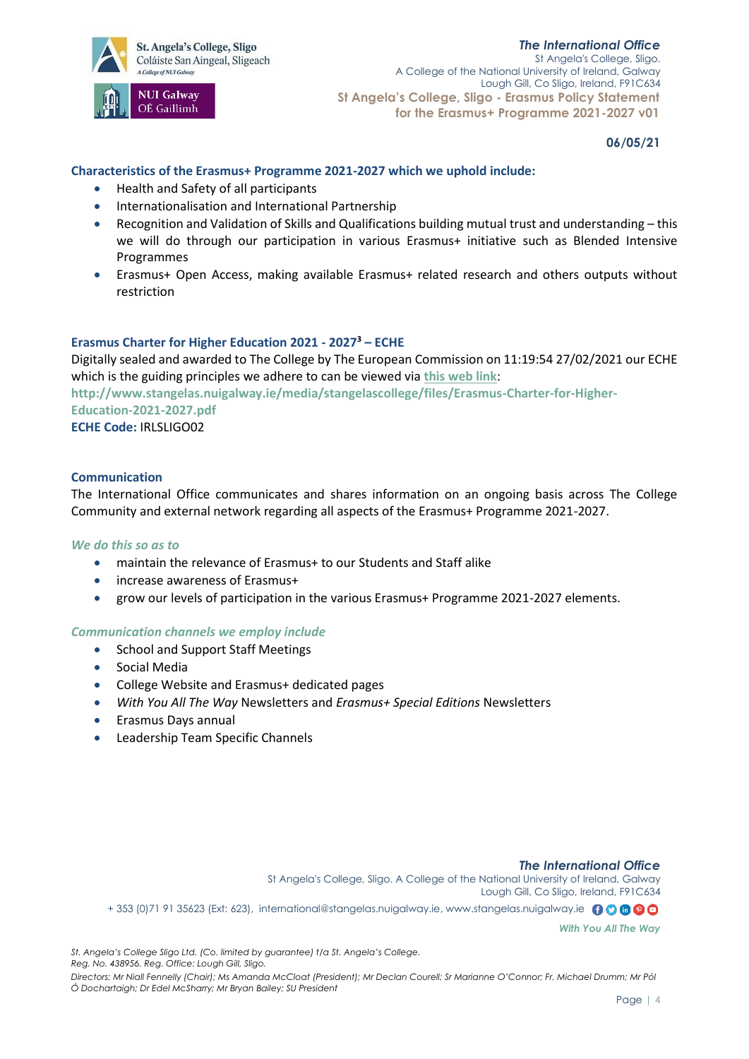06/05/21

### Characteristics of the Erasmus+ Programme 2021-2027 which we uphold include:

- Health and Safety of all participants
- Internationalisation and International Partnership
- Recognition and Validation of Skills and Qualifications building mutual trust and understanding – this we will do through our participation in various Erasmus+ initiative such as Blended Intensive Programmes
- Erasmus+ Open Access, making available Erasmus+ related research and others outputs without restriction

### Erasmus Charter for Higher Education 2021 - 2027[3] – ECHE

Digitally sealed and awarded to The College by The European Commission on 11:19:54 27/02/2021 our ECHE which is the guiding principles we adhere to can be viewed via this web link:
**http://www.stangelas.nuigalway.ie/media/stangelascollege/files/Erasmus-Charter-for-Higher-Education-2021-2027.pdf**
**ECHE Code:** IRLSLIGO02

### Communication

The International Office communicates and shares information on an ongoing basis across The College Community and external network regarding all aspects of the Erasmus+ Programme 2021-2027.

#### *We do this so as to*

- maintain the relevance of Erasmus+ to our Students and Staff alike
- increase awareness of Erasmus+
- grow our levels of participation in the various Erasmus+ Programme 2021-2027 elements.

#### *Communication channels we employ include*

- School and Support Staff Meetings
- Social Media
- College Website and Erasmus+ dedicated pages
- *With You All The Way* Newsletters and *Erasmus+ Special Editions* Newsletters
- Erasmus Days annual
- Leadership Team Specific Channels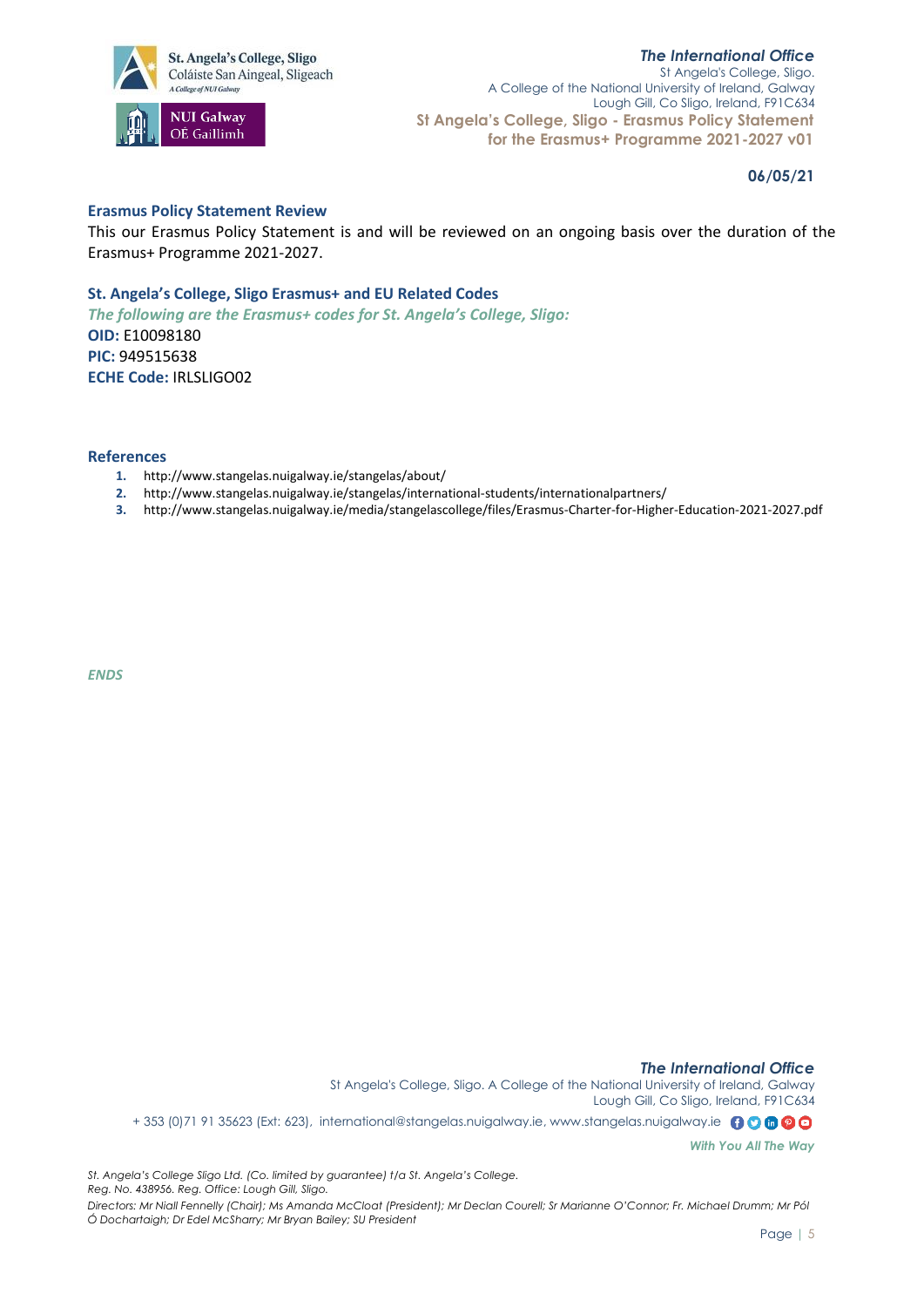06/05/21

## Erasmus Policy Statement Review

This our Erasmus Policy Statement is and will be reviewed on an ongoing basis over the duration of the Erasmus+ Programme 2021-2027.

## St. Angela's College, Sligo Erasmus+ and EU Related Codes

*The following are the Erasmus+ codes for St. Angela's College, Sligo:*

**OID:** E10098180
**PIC:** 949515638
**ECHE Code:** IRLSLIGO02

## References

1. http://www.stangelas.nuigalway.ie/stangelas/about/
2. http://www.stangelas.nuigalway.ie/stangelas/international-students/internationalpartners/
3. http://www.stangelas.nuigalway.ie/media/stangelascollege/files/Erasmus-Charter-for-Higher-Education-2021-2027.pdf

*ENDS*